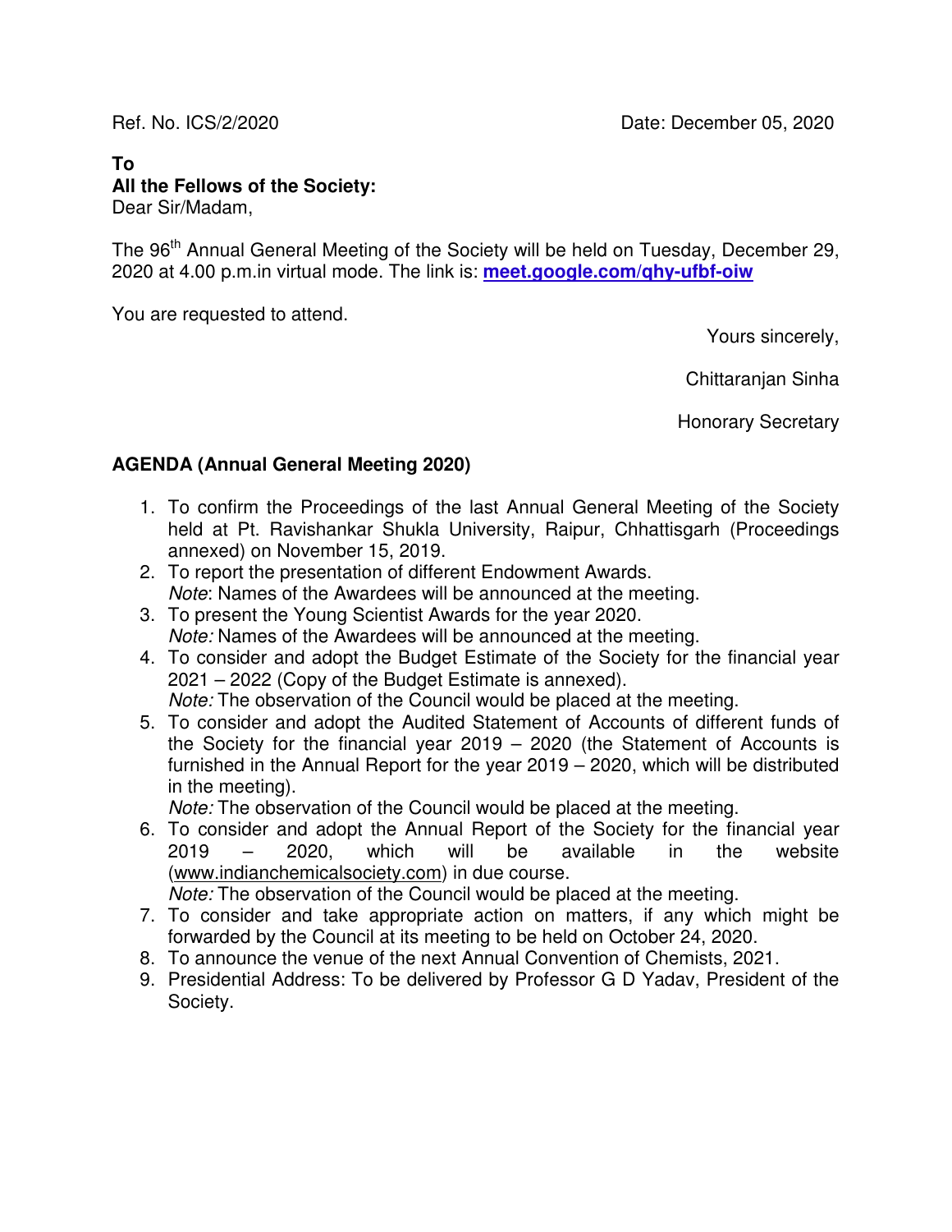Ref. No. ICS/2/2020 Date: December 05, 2020

**To**
**All the Fellows of the Society:**
Dear Sir/Madam,

The 96th Annual General Meeting of the Society will be held on Tuesday, December 29, 2020 at 4.00 p.m.in virtual mode. The link is: **meet.google.com/qhy-ufbf-oiw**

You are requested to attend.

Yours sincerely,

Chittaranjan Sinha

Honorary Secretary

**AGENDA (Annual General Meeting 2020)**

1. To confirm the Proceedings of the last Annual General Meeting of the Society held at Pt. Ravishankar Shukla University, Raipur, Chhattisgarh (Proceedings annexed) on November 15, 2019.
2. To report the presentation of different Endowment Awards.
   *Note*: Names of the Awardees will be announced at the meeting.
3. To present the Young Scientist Awards for the year 2020.
   *Note:* Names of the Awardees will be announced at the meeting.
4. To consider and adopt the Budget Estimate of the Society for the financial year 2021 – 2022 (Copy of the Budget Estimate is annexed).
   *Note:* The observation of the Council would be placed at the meeting.
5. To consider and adopt the Audited Statement of Accounts of different funds of the Society for the financial year 2019 – 2020 (the Statement of Accounts is furnished in the Annual Report for the year 2019 – 2020, which will be distributed in the meeting).
   *Note:* The observation of the Council would be placed at the meeting.
6. To consider and adopt the Annual Report of the Society for the financial year 2019 – 2020, which will be available in the website (www.indianchemicalsociety.com) in due course.
   *Note:* The observation of the Council would be placed at the meeting.
7. To consider and take appropriate action on matters, if any which might be forwarded by the Council at its meeting to be held on October 24, 2020.
8. To announce the venue of the next Annual Convention of Chemists, 2021.
9. Presidential Address: To be delivered by Professor G D Yadav, President of the Society.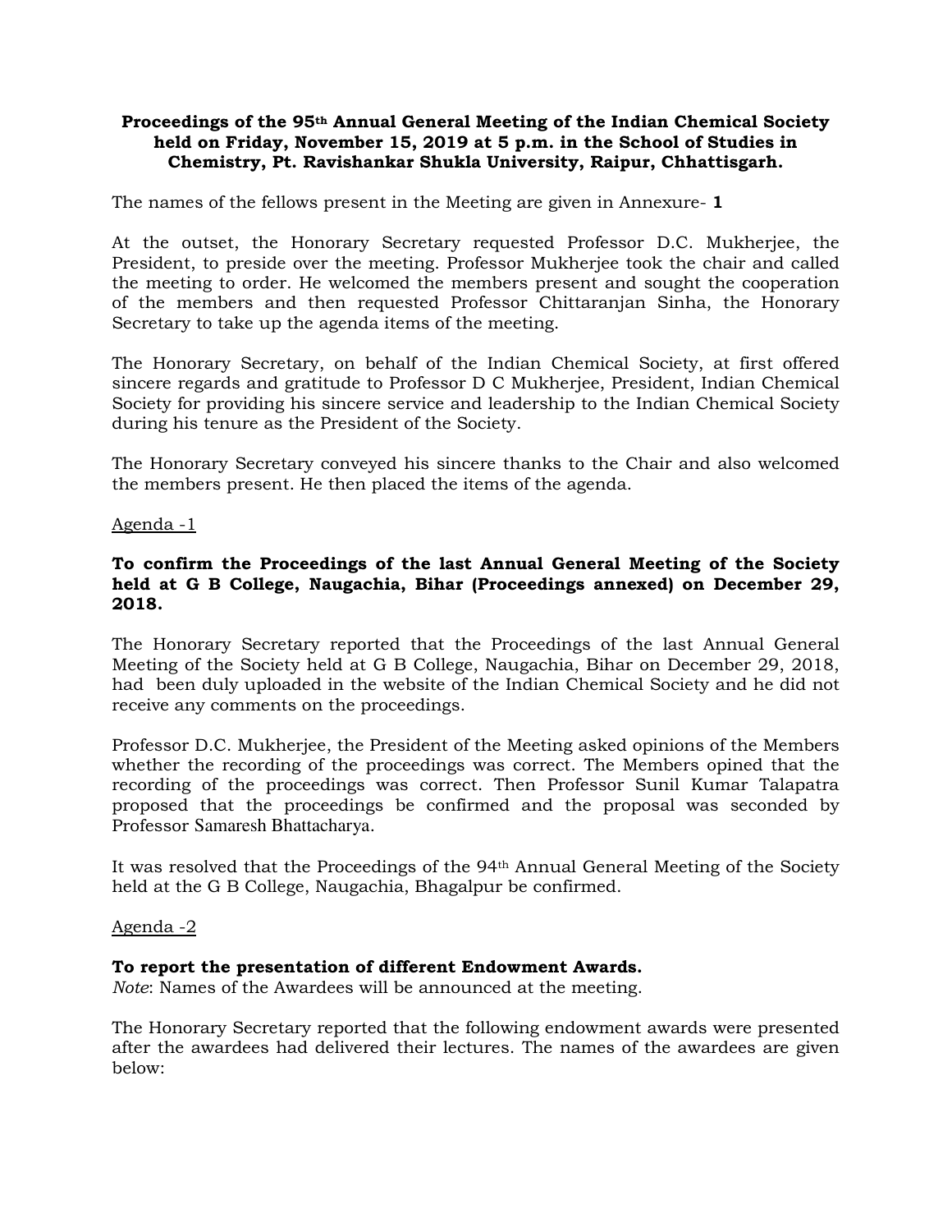**Proceedings of the 95th Annual General Meeting of the Indian Chemical Society held on Friday, November 15, 2019 at 5 p.m. in the School of Studies in Chemistry, Pt. Ravishankar Shukla University, Raipur, Chhattisgarh.**

The names of the fellows present in the Meeting are given in Annexure- **1**

At the outset, the Honorary Secretary requested Professor D.C. Mukherjee, the President, to preside over the meeting. Professor Mukherjee took the chair and called the meeting to order. He welcomed the members present and sought the cooperation of the members and then requested Professor Chittaranjan Sinha, the Honorary Secretary to take up the agenda items of the meeting.

The Honorary Secretary, on behalf of the Indian Chemical Society, at first offered sincere regards and gratitude to Professor D C Mukherjee, President, Indian Chemical Society for providing his sincere service and leadership to the Indian Chemical Society during his tenure as the President of the Society.

The Honorary Secretary conveyed his sincere thanks to the Chair and also welcomed the members present. He then placed the items of the agenda.

Agenda -1

**To confirm the Proceedings of the last Annual General Meeting of the Society held at G B College, Naugachia, Bihar (Proceedings annexed) on December 29, 2018.**

The Honorary Secretary reported that the Proceedings of the last Annual General Meeting of the Society held at G B College, Naugachia, Bihar on December 29, 2018, had been duly uploaded in the website of the Indian Chemical Society and he did not receive any comments on the proceedings.

Professor D.C. Mukherjee, the President of the Meeting asked opinions of the Members whether the recording of the proceedings was correct. The Members opined that the recording of the proceedings was correct. Then Professor Sunil Kumar Talapatra proposed that the proceedings be confirmed and the proposal was seconded by Professor Samaresh Bhattacharya.

It was resolved that the Proceedings of the 94th Annual General Meeting of the Society held at the G B College, Naugachia, Bhagalpur be confirmed.

Agenda -2

**To report the presentation of different Endowment Awards.**
*Note*: Names of the Awardees will be announced at the meeting.

The Honorary Secretary reported that the following endowment awards were presented after the awardees had delivered their lectures. The names of the awardees are given below: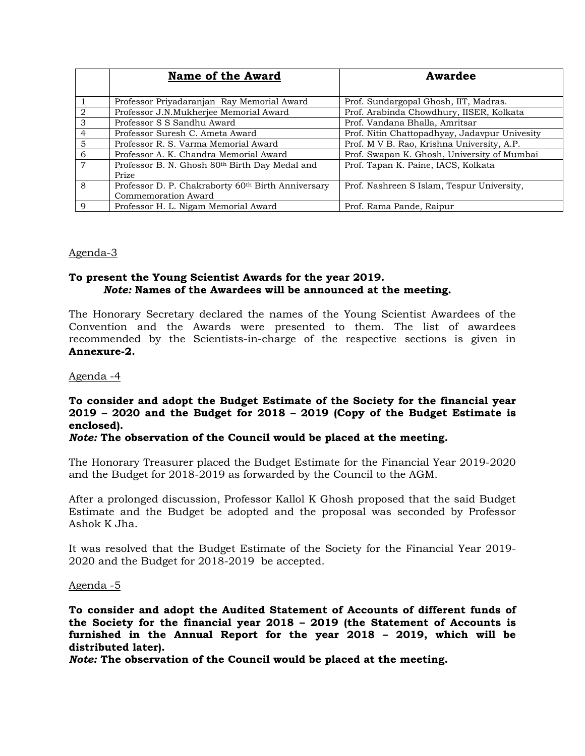| | Name of the Award | Awardee |
|---|---|---|
| 1 | Professor Priyadaranjan Ray Memorial Award | Prof. Sundargopal Ghosh, IIT, Madras. |
| 2 | Professor J.N.Mukherjee Memorial Award | Prof. Arabinda Chowdhury, IISER, Kolkata |
| 3 | Professor S S Sandhu Award | Prof. Vandana Bhalla, Amritsar |
| 4 | Professor Suresh C. Ameta Award | Prof. Nitin Chattopadhyay, Jadavpur Univesity |
| 5 | Professor R. S. Varma Memorial Award | Prof. M V B. Rao, Krishna University, A.P. |
| 6 | Professor A. K. Chandra Memorial Award | Prof. Swapan K. Ghosh, University of Mumbai |
| 7 | Professor B. N. Ghosh 80th Birth Day Medal and Prize | Prof. Tapan K. Paine, IACS, Kolkata |
| 8 | Professor D. P. Chakraborty 60th Birth Anniversary Commemoration Award | Prof. Nashreen S Islam, Tespur University, |
| 9 | Professor H. L. Nigam Memorial Award | Prof. Rama Pande, Raipur |

Agenda-3

**To present the Young Scientist Awards for the year 2019.**
***Note:*** **Names of the Awardees will be announced at the meeting.**

The Honorary Secretary declared the names of the Young Scientist Awardees of the Convention and the Awards were presented to them. The list of awardees recommended by the Scientists-in-charge of the respective sections is given in **Annexure-2.**

Agenda -4

**To consider and adopt the Budget Estimate of the Society for the financial year 2019 – 2020 and the Budget for 2018 – 2019 (Copy of the Budget Estimate is enclosed).**
***Note:*** **The observation of the Council would be placed at the meeting.**

The Honorary Treasurer placed the Budget Estimate for the Financial Year 2019-2020 and the Budget for 2018-2019 as forwarded by the Council to the AGM.

After a prolonged discussion, Professor Kallol K Ghosh proposed that the said Budget Estimate and the Budget be adopted and the proposal was seconded by Professor Ashok K Jha.

It was resolved that the Budget Estimate of the Society for the Financial Year 2019-2020 and the Budget for 2018-2019 be accepted.

Agenda -5

**To consider and adopt the Audited Statement of Accounts of different funds of the Society for the financial year 2018 – 2019 (the Statement of Accounts is furnished in the Annual Report for the year 2018 – 2019, which will be distributed later).**
***Note:*** **The observation of the Council would be placed at the meeting.**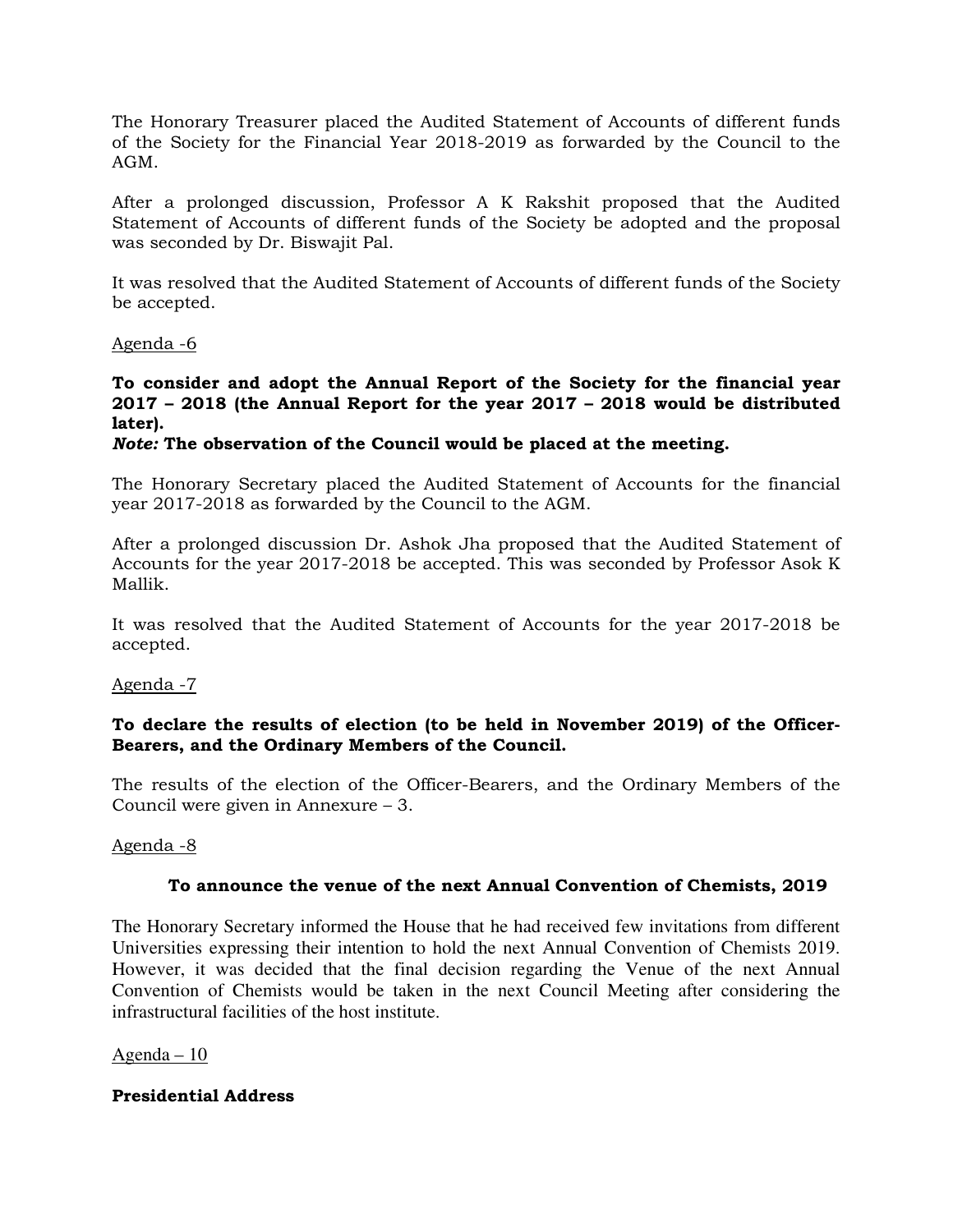The Honorary Treasurer placed the Audited Statement of Accounts of different funds of the Society for the Financial Year 2018-2019 as forwarded by the Council to the AGM.

After a prolonged discussion, Professor A K Rakshit proposed that the Audited Statement of Accounts of different funds of the Society be adopted and the proposal was seconded by Dr. Biswajit Pal.

It was resolved that the Audited Statement of Accounts of different funds of the Society be accepted.

Agenda -6

**To consider and adopt the Annual Report of the Society for the financial year 2017 – 2018 (the Annual Report for the year 2017 – 2018 would be distributed later).**
***Note:* The observation of the Council would be placed at the meeting.**

The Honorary Secretary placed the Audited Statement of Accounts for the financial year 2017-2018 as forwarded by the Council to the AGM.

After a prolonged discussion Dr. Ashok Jha proposed that the Audited Statement of Accounts for the year 2017-2018 be accepted. This was seconded by Professor Asok K Mallik.

It was resolved that the Audited Statement of Accounts for the year 2017-2018 be accepted.

Agenda -7

**To declare the results of election (to be held in November 2019) of the Officer-Bearers, and the Ordinary Members of the Council.**

The results of the election of the Officer-Bearers, and the Ordinary Members of the Council were given in Annexure – 3.

Agenda -8

**To announce the venue of the next Annual Convention of Chemists, 2019**

The Honorary Secretary informed the House that he had received few invitations from different Universities expressing their intention to hold the next Annual Convention of Chemists 2019. However, it was decided that the final decision regarding the Venue of the next Annual Convention of Chemists would be taken in the next Council Meeting after considering the infrastructural facilities of the host institute.

Agenda – 10

**Presidential Address**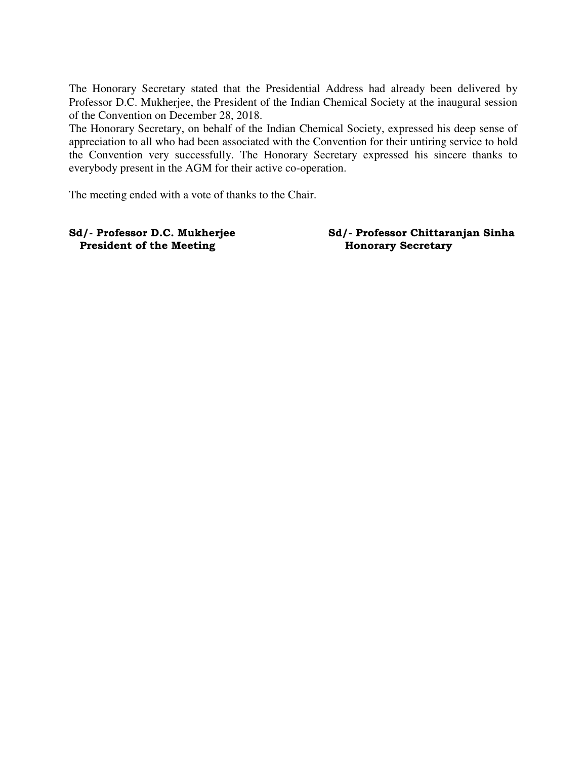The Honorary Secretary stated that the Presidential Address had already been delivered by Professor D.C. Mukherjee, the President of the Indian Chemical Society at the inaugural session of the Convention on December 28, 2018.

The Honorary Secretary, on behalf of the Indian Chemical Society, expressed his deep sense of appreciation to all who had been associated with the Convention for their untiring service to hold the Convention very successfully. The Honorary Secretary expressed his sincere thanks to everybody present in the AGM for their active co-operation.

The meeting ended with a vote of thanks to the Chair.

| | |
|---|---|
| **Sd/- Professor D.C. Mukherjee** | **Sd/- Professor Chittaranjan Sinha** |
| **President of the Meeting** | **Honorary Secretary** |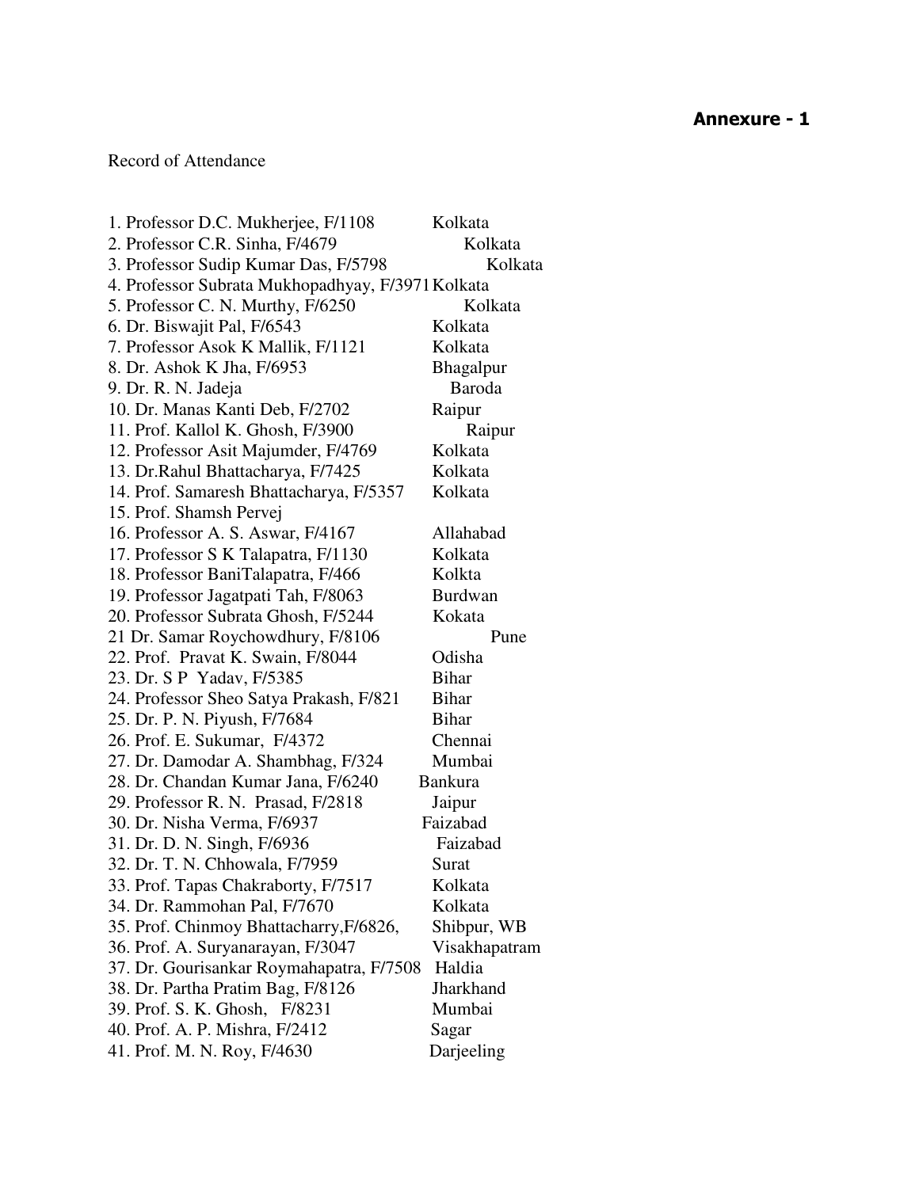**Annexure - 1**

Record of Attendance

1. Professor D.C. Mukherjee, F/1108 Kolkata
2. Professor C.R. Sinha, F/4679 Kolkata
3. Professor Sudip Kumar Das, F/5798 Kolkata
4. Professor Subrata Mukhopadhyay, F/3971 Kolkata
5. Professor C. N. Murthy, F/6250 Kolkata
6. Dr. Biswajit Pal, F/6543 Kolkata
7. Professor Asok K Mallik, F/1121 Kolkata
8. Dr. Ashok K Jha, F/6953 Bhagalpur
9. Dr. R. N. Jadeja Baroda
10. Dr. Manas Kanti Deb, F/2702 Raipur
11. Prof. Kallol K. Ghosh, F/3900 Raipur
12. Professor Asit Majumder, F/4769 Kolkata
13. Dr.Rahul Bhattacharya, F/7425 Kolkata
14. Prof. Samaresh Bhattacharya, F/5357 Kolkata
15. Prof. Shamsh Pervej
16. Professor A. S. Aswar, F/4167 Allahabad
17. Professor S K Talapatra, F/1130 Kolkata
18. Professor BaniTalapatra, F/466 Kolkta
19. Professor Jagatpati Tah, F/8063 Burdwan
20. Professor Subrata Ghosh, F/5244 Kokata
21 Dr. Samar Roychowdhury, F/8106 Pune
22. Prof. Pravat K. Swain, F/8044 Odisha
23. Dr. S P Yadav, F/5385 Bihar
24. Professor Sheo Satya Prakash, F/821 Bihar
25. Dr. P. N. Piyush, F/7684 Bihar
26. Prof. E. Sukumar, F/4372 Chennai
27. Dr. Damodar A. Shambhag, F/324 Mumbai
28. Dr. Chandan Kumar Jana, F/6240 Bankura
29. Professor R. N. Prasad, F/2818 Jaipur
30. Dr. Nisha Verma, F/6937 Faizabad
31. Dr. D. N. Singh, F/6936 Faizabad
32. Dr. T. N. Chhowala, F/7959 Surat
33. Prof. Tapas Chakraborty, F/7517 Kolkata
34. Dr. Rammohan Pal, F/7670 Kolkata
35. Prof. Chinmoy Bhattacharry,F/6826, Shibpur, WB
36. Prof. A. Suryanarayan, F/3047 Visakhapatram
37. Dr. Gourisankar Roymahapatra, F/7508 Haldia
38. Dr. Partha Pratim Bag, F/8126 Jharkhand
39. Prof. S. K. Ghosh, F/8231 Mumbai
40. Prof. A. P. Mishra, F/2412 Sagar
41. Prof. M. N. Roy, F/4630 Darjeeling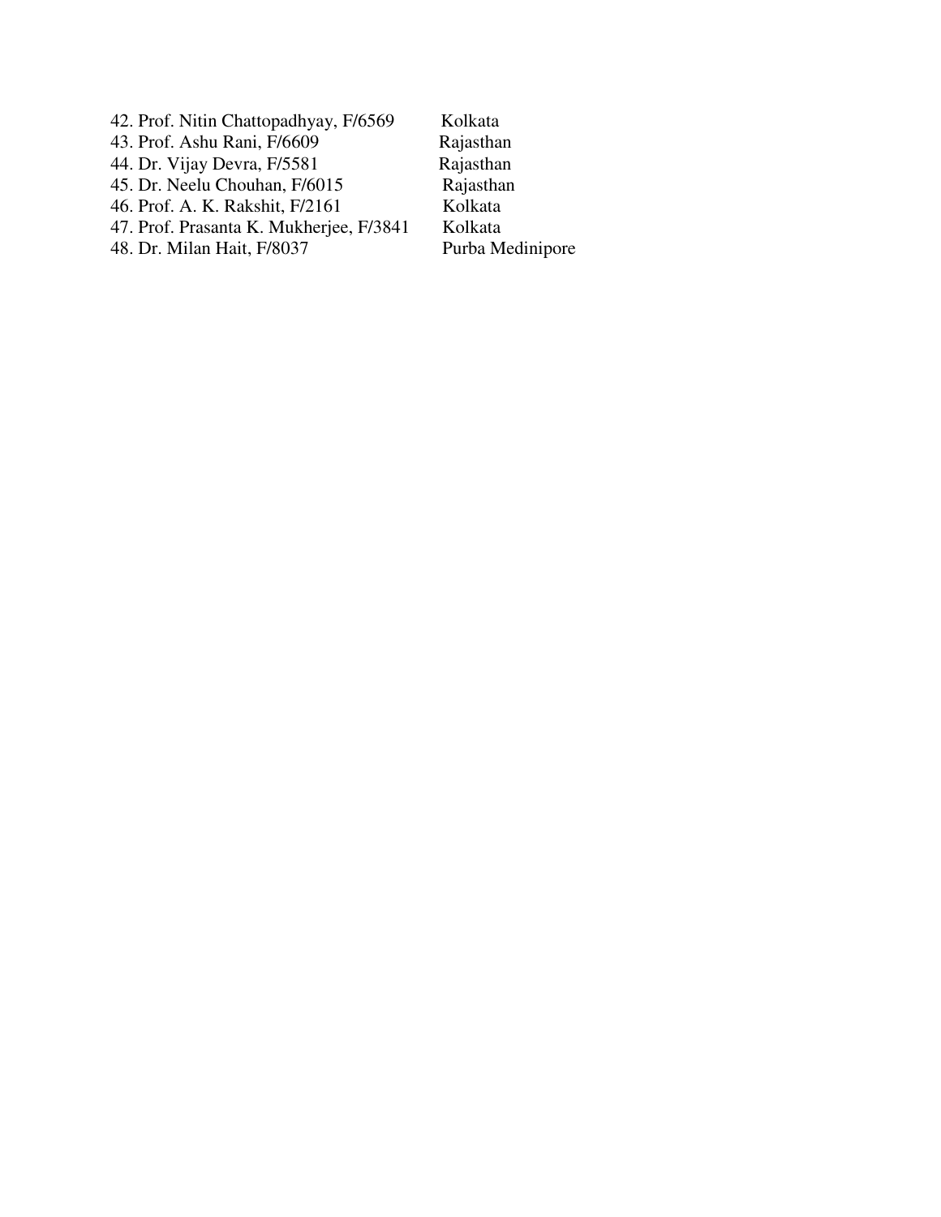42. Prof. Nitin Chattopadhyay, F/6569 Kolkata
43. Prof. Ashu Rani, F/6609 Rajasthan
44. Dr. Vijay Devra, F/5581 Rajasthan
45. Dr. Neelu Chouhan, F/6015 Rajasthan
46. Prof. A. K. Rakshit, F/2161 Kolkata
47. Prof. Prasanta K. Mukherjee, F/3841 Kolkata
48. Dr. Milan Hait, F/8037 Purba Medinipore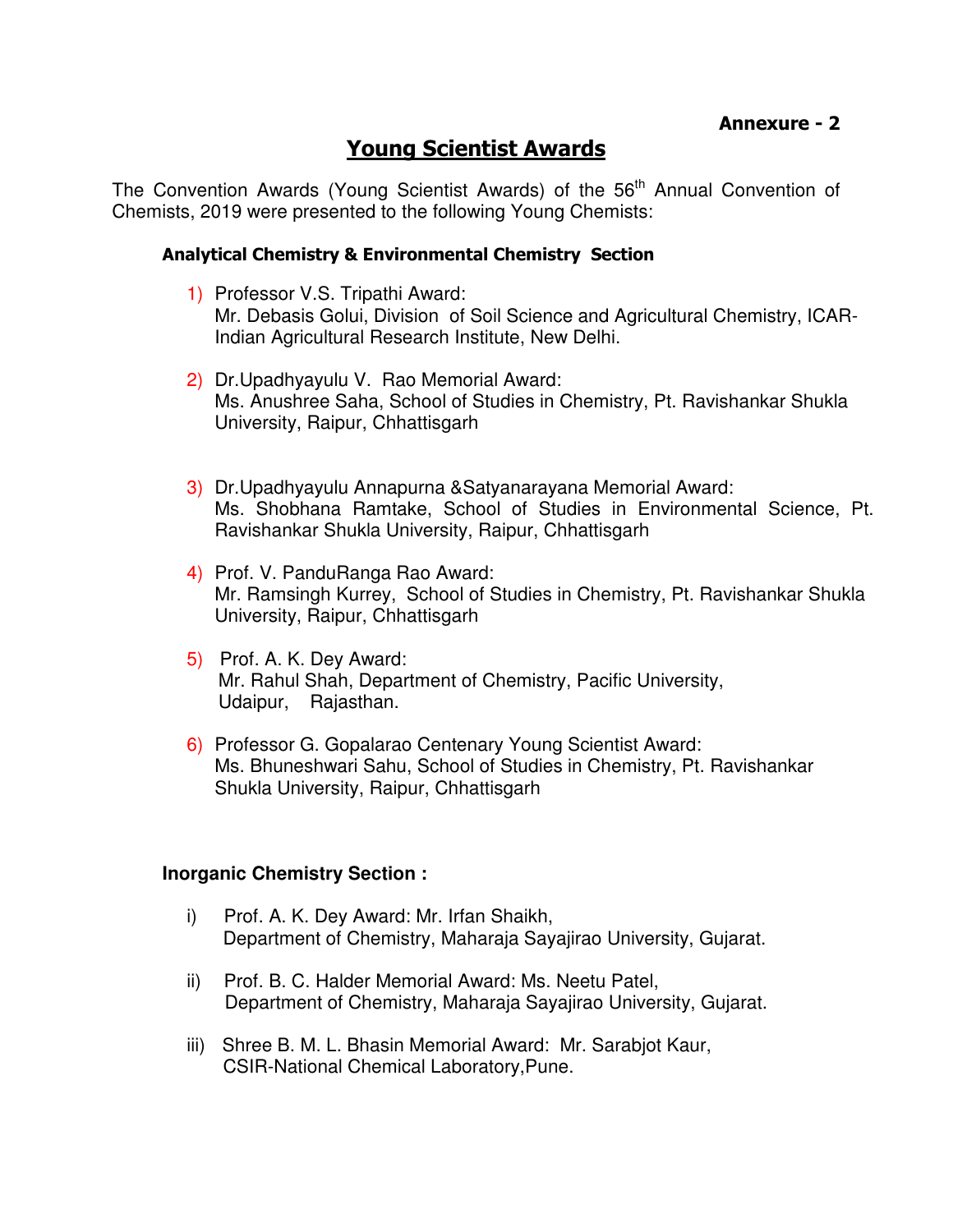**Annexure - 2**

# Young Scientist Awards

The Convention Awards (Young Scientist Awards) of the 56th Annual Convention of Chemists, 2019 were presented to the following Young Chemists:

### Analytical Chemistry & Environmental Chemistry Section

1) Professor V.S. Tripathi Award:
   Mr. Debasis Golui, Division of Soil Science and Agricultural Chemistry, ICAR-Indian Agricultural Research Institute, New Delhi.

2) Dr.Upadhyayulu V. Rao Memorial Award:
   Ms. Anushree Saha, School of Studies in Chemistry, Pt. Ravishankar Shukla University, Raipur, Chhattisgarh

3) Dr.Upadhyayulu Annapurna &Satyanarayana Memorial Award:
   Ms. Shobhana Ramtake, School of Studies in Environmental Science, Pt. Ravishankar Shukla University, Raipur, Chhattisgarh

4) Prof. V. PanduRanga Rao Award:
   Mr. Ramsingh Kurrey, School of Studies in Chemistry, Pt. Ravishankar Shukla University, Raipur, Chhattisgarh

5) Prof. A. K. Dey Award:
   Mr. Rahul Shah, Department of Chemistry, Pacific University, Udaipur, Rajasthan.

6) Professor G. Gopalarao Centenary Young Scientist Award:
   Ms. Bhuneshwari Sahu, School of Studies in Chemistry, Pt. Ravishankar Shukla University, Raipur, Chhattisgarh

### Inorganic Chemistry Section :

i) Prof. A. K. Dey Award: Mr. Irfan Shaikh,
   Department of Chemistry, Maharaja Sayajirao University, Gujarat.

ii) Prof. B. C. Halder Memorial Award: Ms. Neetu Patel,
   Department of Chemistry, Maharaja Sayajirao University, Gujarat.

iii) Shree B. M. L. Bhasin Memorial Award: Mr. Sarabjot Kaur,
   CSIR-National Chemical Laboratory,Pune.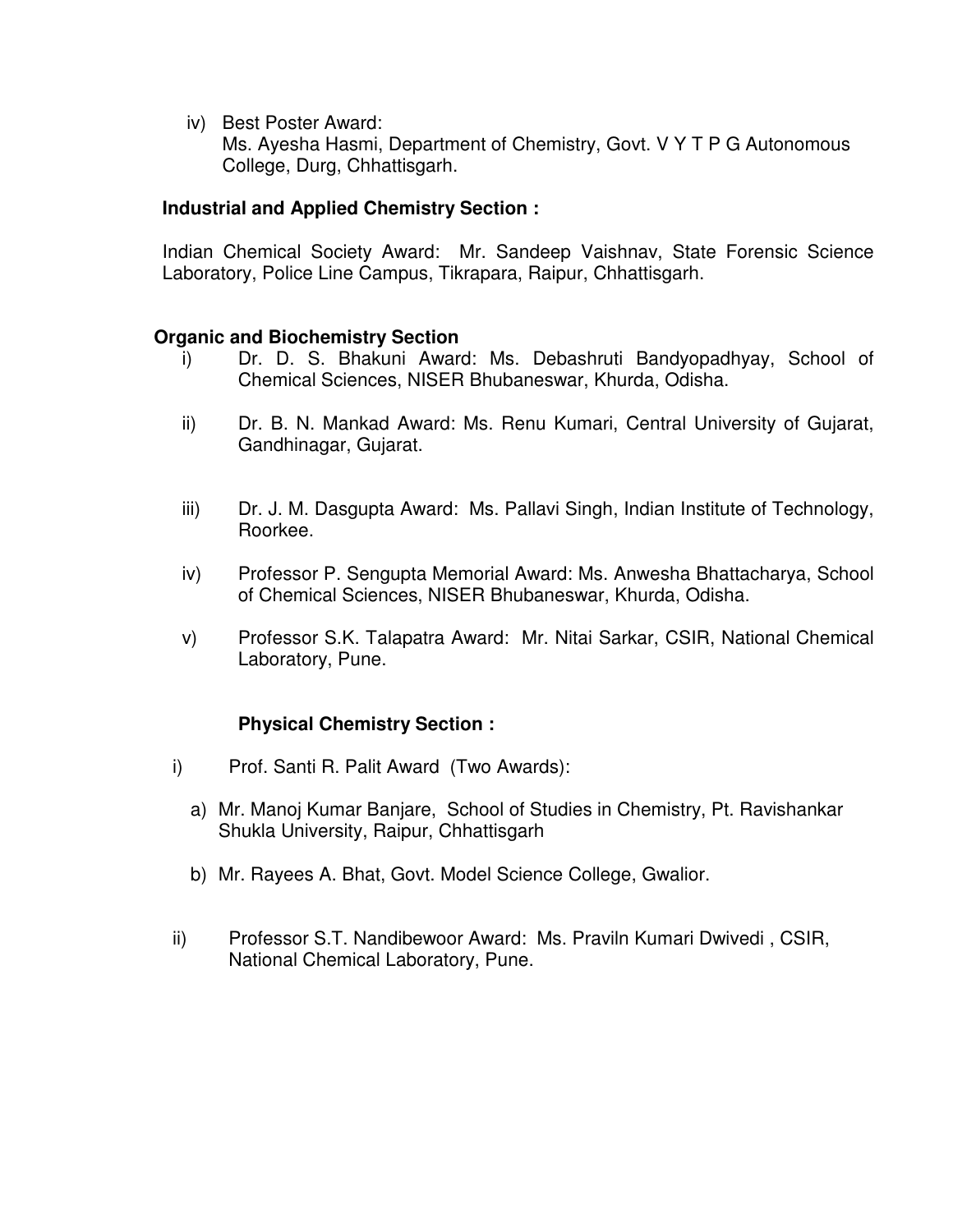iv) Best Poster Award:
Ms. Ayesha Hasmi, Department of Chemistry, Govt. V Y T P G Autonomous College, Durg, Chhattisgarh.

**Industrial and Applied Chemistry Section :**

Indian Chemical Society Award: Mr. Sandeep Vaishnav, State Forensic Science Laboratory, Police Line Campus, Tikrapara, Raipur, Chhattisgarh.

**Organic and Biochemistry Section**

i) Dr. D. S. Bhakuni Award: Ms. Debashruti Bandyopadhyay, School of Chemical Sciences, NISER Bhubaneswar, Khurda, Odisha.

ii) Dr. B. N. Mankad Award: Ms. Renu Kumari, Central University of Gujarat, Gandhinagar, Gujarat.

iii) Dr. J. M. Dasgupta Award: Ms. Pallavi Singh, Indian Institute of Technology, Roorkee.

iv) Professor P. Sengupta Memorial Award: Ms. Anwesha Bhattacharya, School of Chemical Sciences, NISER Bhubaneswar, Khurda, Odisha.

v) Professor S.K. Talapatra Award: Mr. Nitai Sarkar, CSIR, National Chemical Laboratory, Pune.

**Physical Chemistry Section :**

i) Prof. Santi R. Palit Award (Two Awards):

a) Mr. Manoj Kumar Banjare, School of Studies in Chemistry, Pt. Ravishankar Shukla University, Raipur, Chhattisgarh

b) Mr. Rayees A. Bhat, Govt. Model Science College, Gwalior.

ii) Professor S.T. Nandibewoor Award: Ms. Praviln Kumari Dwivedi , CSIR, National Chemical Laboratory, Pune.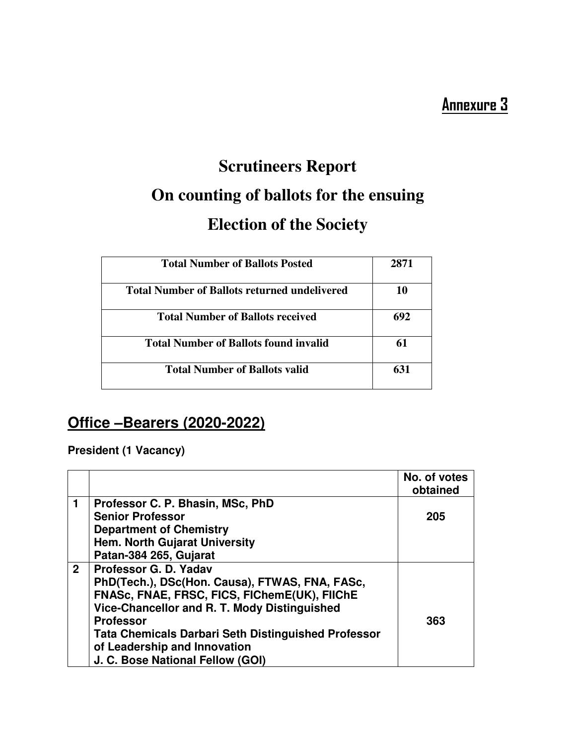**Annexure 3**

# Scrutineers Report

# On counting of ballots for the ensuing

# Election of the Society

| Total Number of Ballots Posted | 2871 |
|---|---|
| Total Number of Ballots returned undelivered | 10 |
| Total Number of Ballots received | 692 |
| Total Number of Ballots found invalid | 61 |
| Total Number of Ballots valid | 631 |

## Office –Bearers (2020-2022)

**President (1 Vacancy)**

| | | No. of votes obtained |
|---|---|---|
| 1 | **Professor C. P. Bhasin, MSc, PhD**<br>**Senior Professor**<br>**Department of Chemistry**<br>**Hem. North Gujarat University**<br>**Patan-384 265, Gujarat** | 205 |
| 2 | **Professor G. D. Yadav**<br>**PhD(Tech.), DSc(Hon. Causa), FTWAS, FNA, FASc, FNASc, FNAE, FRSC, FICS, FIChemE(UK), FIIChE**<br>**Vice-Chancellor and R. T. Mody Distinguished Professor**<br>**Tata Chemicals Darbari Seth Distinguished Professor of Leadership and Innovation**<br>**J. C. Bose National Fellow (GOI)** | 363 |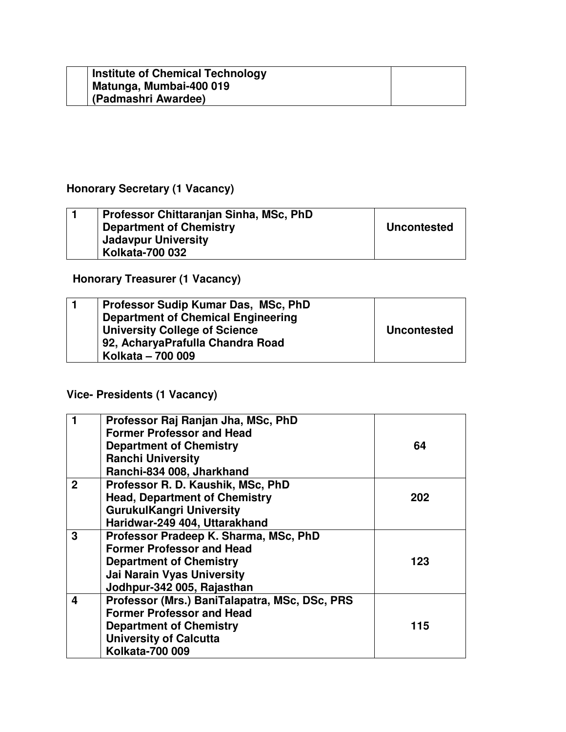| | Institute of Chemical Technology<br>Matunga, Mumbai-400 019<br>(Padmashri Awardee) | |
|---|---|---|

**Honorary Secretary (1 Vacancy)**

| 1 | Professor Chittaranjan Sinha, MSc, PhD<br>Department of Chemistry<br>Jadavpur University<br>Kolkata-700 032 | Uncontested |
|---|---|---|

**Honorary Treasurer (1 Vacancy)**

| 1 | Professor Sudip Kumar Das, MSc, PhD<br>Department of Chemical Engineering<br>University College of Science<br>92, AcharyaPrafulla Chandra Road<br>Kolkata – 700 009 | Uncontested |
|---|---|---|

**Vice- Presidents (1 Vacancy)**

| 1 | Professor Raj Ranjan Jha, MSc, PhD<br>Former Professor and Head<br>Department of Chemistry<br>Ranchi University<br>Ranchi-834 008, Jharkhand | 64 |
|---|---|---|
| 2 | Professor R. D. Kaushik, MSc, PhD<br>Head, Department of Chemistry<br>GurukulKangri University<br>Haridwar-249 404, Uttarakhand | 202 |
| 3 | Professor Pradeep K. Sharma, MSc, PhD<br>Former Professor and Head<br>Department of Chemistry<br>Jai Narain Vyas University<br>Jodhpur-342 005, Rajasthan | 123 |
| 4 | Professor (Mrs.) BaniTalapatra, MSc, DSc, PRS<br>Former Professor and Head<br>Department of Chemistry<br>University of Calcutta<br>Kolkata-700 009 | 115 |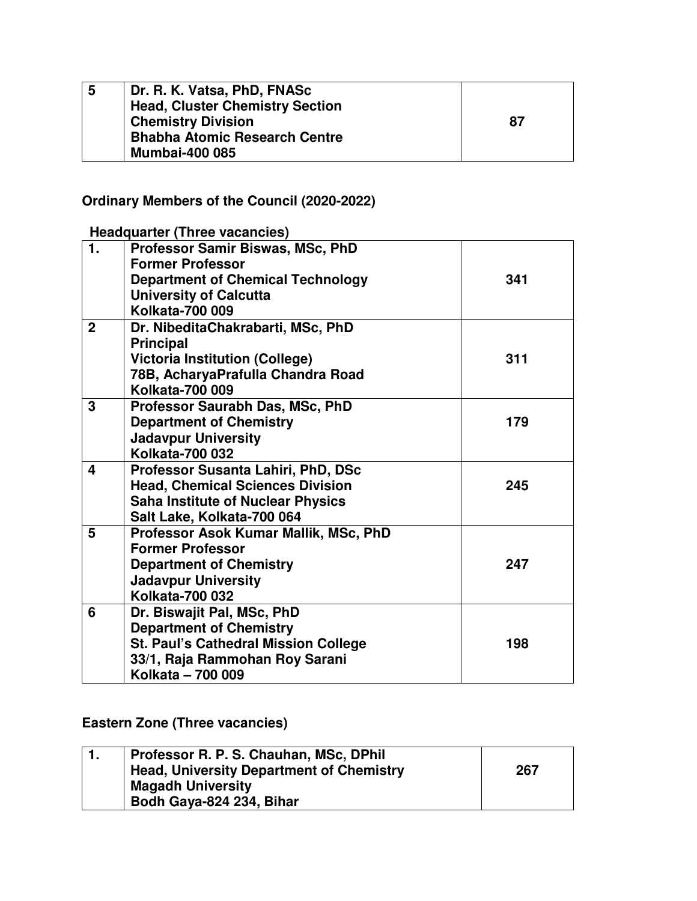| 5 | Dr. R. K. Vatsa, PhD, FNASc<br>Head, Cluster Chemistry Section<br>Chemistry Division<br>Bhabha Atomic Research Centre<br>Mumbai-400 085 | 87 |
|---|---|---|

**Ordinary Members of the Council (2020-2022)**

**Headquarter (Three vacancies)**

| 1. | Professor Samir Biswas, MSc, PhD<br>Former Professor<br>Department of Chemical Technology<br>University of Calcutta<br>Kolkata-700 009 | 341 |
|---|---|---|
| 2 | Dr. NibeditaChakrabarti, MSc, PhD<br>Principal<br>Victoria Institution (College)<br>78B, AcharyaPrafulla Chandra Road<br>Kolkata-700 009 | 311 |
| 3 | Professor Saurabh Das, MSc, PhD<br>Department of Chemistry<br>Jadavpur University<br>Kolkata-700 032 | 179 |
| 4 | Professor Susanta Lahiri, PhD, DSc<br>Head, Chemical Sciences Division<br>Saha Institute of Nuclear Physics<br>Salt Lake, Kolkata-700 064 | 245 |
| 5 | Professor Asok Kumar Mallik, MSc, PhD<br>Former Professor<br>Department of Chemistry<br>Jadavpur University<br>Kolkata-700 032 | 247 |
| 6 | Dr. Biswajit Pal, MSc, PhD<br>Department of Chemistry<br>St. Paul's Cathedral Mission College<br>33/1, Raja Rammohan Roy Sarani<br>Kolkata – 700 009 | 198 |

**Eastern Zone (Three vacancies)**

| 1. | Professor R. P. S. Chauhan, MSc, DPhil<br>Head, University Department of Chemistry<br>Magadh University<br>Bodh Gaya-824 234, Bihar | 267 |
|---|---|---|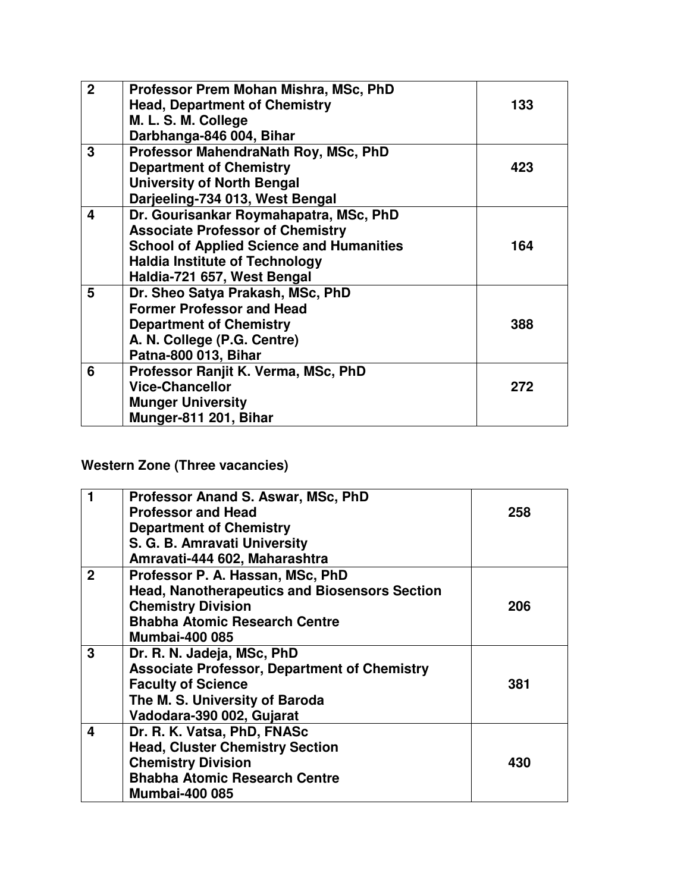| | | |
|---|---|---|
| **2** | **Professor Prem Mohan Mishra, MSc, PhD**<br>**Head, Department of Chemistry**<br>**M. L. S. M. College**<br>**Darbhanga-846 004, Bihar** | **133** |
| **3** | **Professor MahendraNath Roy, MSc, PhD**<br>**Department of Chemistry**<br>**University of North Bengal**<br>**Darjeeling-734 013, West Bengal** | **423** |
| **4** | **Dr. Gourisankar Roymahapatra, MSc, PhD**<br>**Associate Professor of Chemistry**<br>**School of Applied Science and Humanities**<br>**Haldia Institute of Technology**<br>**Haldia-721 657, West Bengal** | **164** |
| **5** | **Dr. Sheo Satya Prakash, MSc, PhD**<br>**Former Professor and Head**<br>**Department of Chemistry**<br>**A. N. College (P.G. Centre)**<br>**Patna-800 013, Bihar** | **388** |
| **6** | **Professor Ranjit K. Verma, MSc, PhD**<br>**Vice-Chancellor**<br>**Munger University**<br>**Munger-811 201, Bihar** | **272** |

**Western Zone (Three vacancies)**

| | | |
|---|---|---|
| **1** | **Professor Anand S. Aswar, MSc, PhD**<br>**Professor and Head**<br>**Department of Chemistry**<br>**S. G. B. Amravati University**<br>**Amravati-444 602, Maharashtra** | **258** |
| **2** | **Professor P. A. Hassan, MSc, PhD**<br>**Head, Nanotherapeutics and Biosensors Section**<br>**Chemistry Division**<br>**Bhabha Atomic Research Centre**<br>**Mumbai-400 085** | **206** |
| **3** | **Dr. R. N. Jadeja, MSc, PhD**<br>**Associate Professor, Department of Chemistry**<br>**Faculty of Science**<br>**The M. S. University of Baroda**<br>**Vadodara-390 002, Gujarat** | **381** |
| **4** | **Dr. R. K. Vatsa, PhD, FNASc**<br>**Head, Cluster Chemistry Section**<br>**Chemistry Division**<br>**Bhabha Atomic Research Centre**<br>**Mumbai-400 085** | **430** |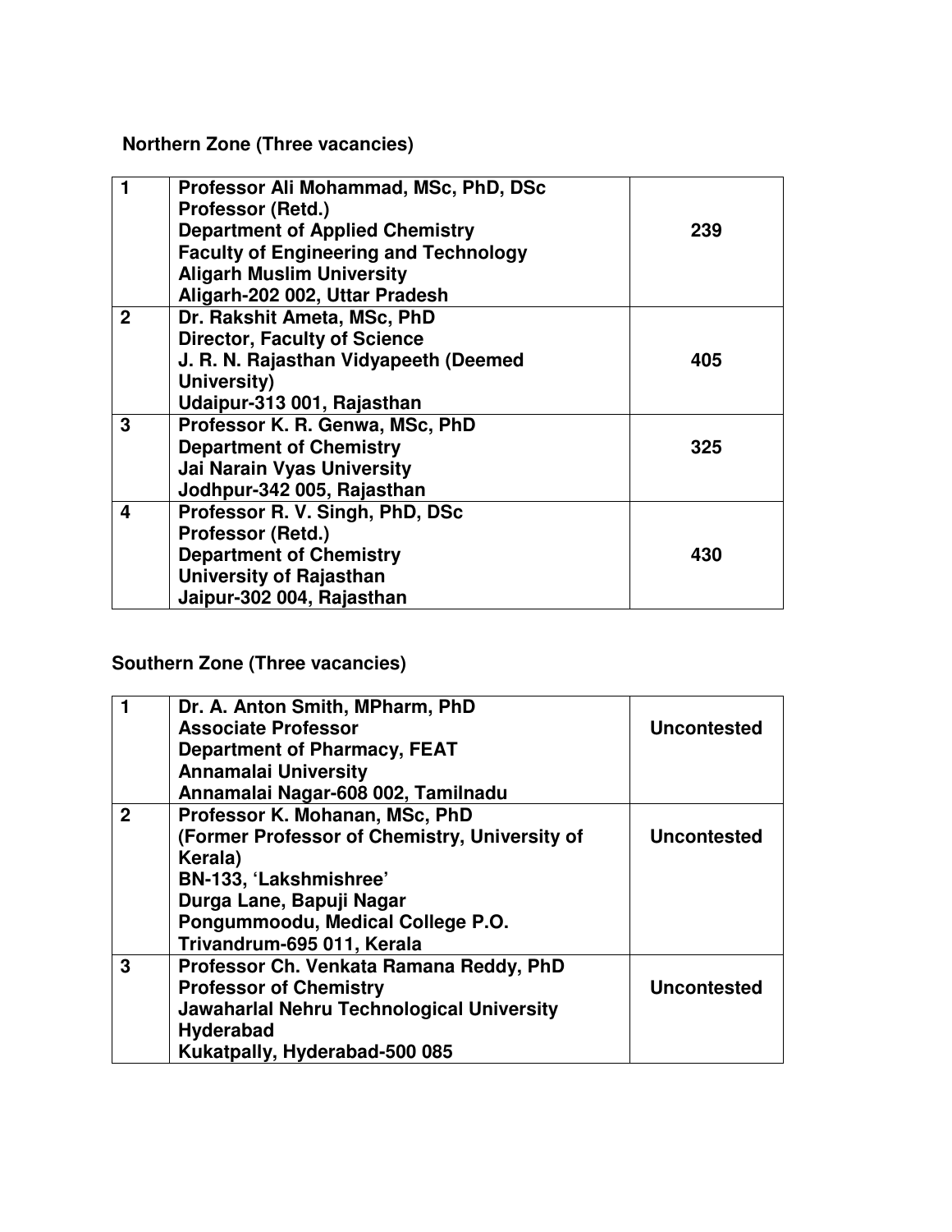**Northern Zone (Three vacancies)**

| | | |
|---|---|---|
| **1** | **Professor Ali Mohammad, MSc, PhD, DSc**<br>**Professor (Retd.)**<br>**Department of Applied Chemistry**<br>**Faculty of Engineering and Technology**<br>**Aligarh Muslim University**<br>**Aligarh-202 002, Uttar Pradesh** | **239** |
| **2** | **Dr. Rakshit Ameta, MSc, PhD**<br>**Director, Faculty of Science**<br>**J. R. N. Rajasthan Vidyapeeth (Deemed University)**<br>**Udaipur-313 001, Rajasthan** | **405** |
| **3** | **Professor K. R. Genwa, MSc, PhD**<br>**Department of Chemistry**<br>**Jai Narain Vyas University**<br>**Jodhpur-342 005, Rajasthan** | **325** |
| **4** | **Professor R. V. Singh, PhD, DSc**<br>**Professor (Retd.)**<br>**Department of Chemistry**<br>**University of Rajasthan**<br>**Jaipur-302 004, Rajasthan** | **430** |

**Southern Zone (Three vacancies)**

| | | |
|---|---|---|
| **1** | **Dr. A. Anton Smith, MPharm, PhD**<br>**Associate Professor**<br>**Department of Pharmacy, FEAT**<br>**Annamalai University**<br>**Annamalai Nagar-608 002, Tamilnadu** | **Uncontested** |
| **2** | **Professor K. Mohanan, MSc, PhD**<br>**(Former Professor of Chemistry, University of Kerala)**<br>**BN-133, 'Lakshmishree'**<br>**Durga Lane, Bapuji Nagar**<br>**Pongummoodu, Medical College P.O.**<br>**Trivandrum-695 011, Kerala** | **Uncontested** |
| **3** | **Professor Ch. Venkata Ramana Reddy, PhD**<br>**Professor of Chemistry**<br>**Jawaharlal Nehru Technological University Hyderabad**<br>**Kukatpally, Hyderabad-500 085** | **Uncontested** |